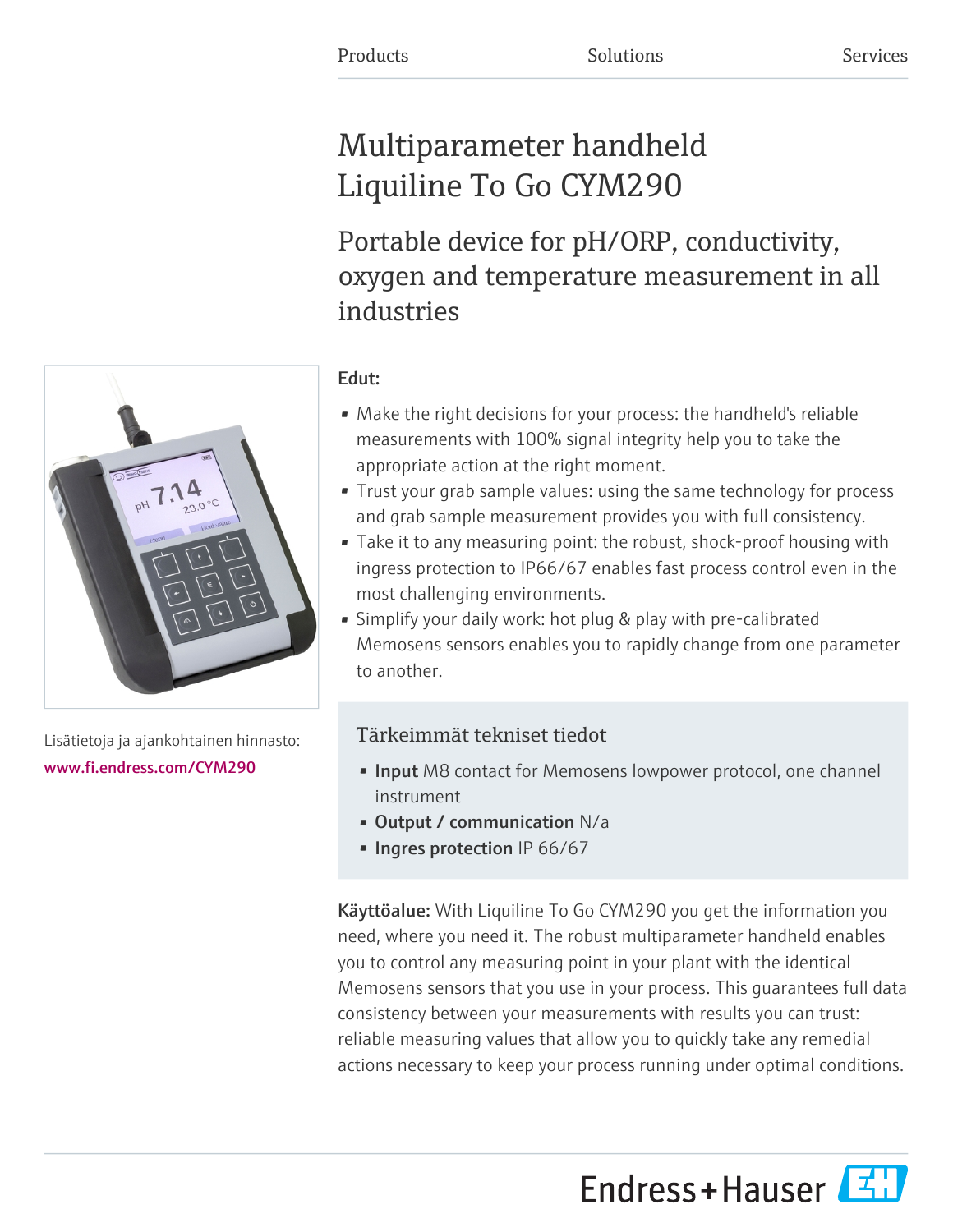Products Solutions Services

# Multiparameter handheld Liquiline To Go CYM290

## Portable device for pH/ORP, conductivity, oxygen and temperature measurement in all industries

Lisätietoja ja ajankohtainen hinnasto:
www.fi.endress.com/CYM290

**Edut:**

- Make the right decisions for your process: the handheld's reliable measurements with 100% signal integrity help you to take the appropriate action at the right moment.
- Trust your grab sample values: using the same technology for process and grab sample measurement provides you with full consistency.
- Take it to any measuring point: the robust, shock-proof housing with ingress protection to IP66/67 enables fast process control even in the most challenging environments.
- Simplify your daily work: hot plug & play with pre-calibrated Memosens sensors enables you to rapidly change from one parameter to another.

### Tärkeimmät tekniset tiedot

- **Input** M8 contact for Memosens lowpower protocol, one channel instrument
- **Output / communication** N/a
- **Ingres protection** IP 66/67

**Käyttöalue:** With Liquiline To Go CYM290 you get the information you need, where you need it. The robust multiparameter handheld enables you to control any measuring point in your plant with the identical Memosens sensors that you use in your process. This guarantees full data consistency between your measurements with results you can trust: reliable measuring values that allow you to quickly take any remedial actions necessary to keep your process running under optimal conditions.

Endress+Hauser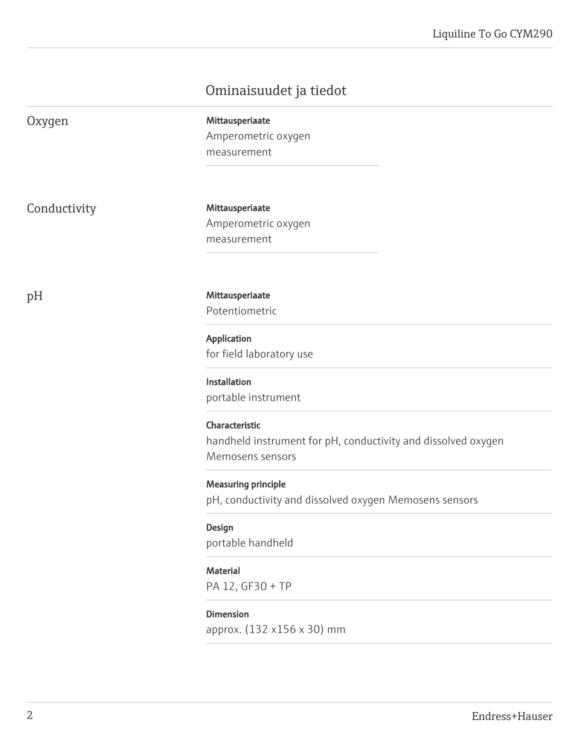# Ominaisuudet ja tiedot

## Oxygen

**Mittausperiaate**
Amperometric oxygen measurement

## Conductivity

**Mittausperiaate**
Amperometric oxygen measurement

## pH

**Mittausperiaate**
Potentiometric

**Application**
for field laboratory use

**Installation**
portable instrument

**Characteristic**
handheld instrument for pH, conductivity and dissolved oxygen Memosens sensors

**Measuring principle**
pH, conductivity and dissolved oxygen Memosens sensors

**Design**
portable handheld

**Material**
PA 12, GF30 + TP

**Dimension**
approx. (132 x156 x 30) mm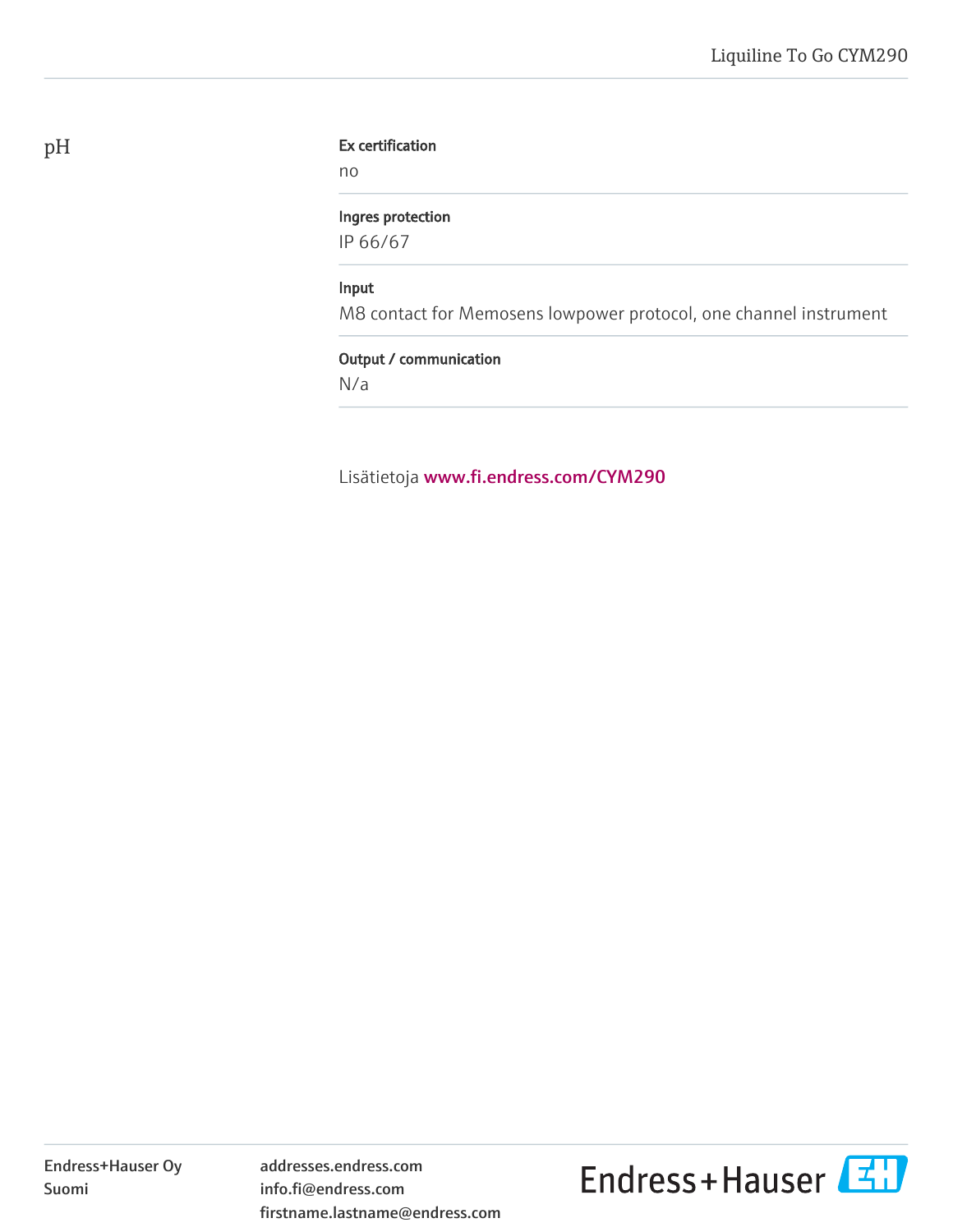## pH

**Ex certification**

no

**Ingres protection**

IP 66/67

**Input**

M8 contact for Memosens lowpower protocol, one channel instrument

**Output / communication**

N/a

Lisätietoja **www.fi.endress.com/CYM290**

Endress+Hauser Oy
Suomi

addresses.endress.com
info.fi@endress.com
firstname.lastname@endress.com